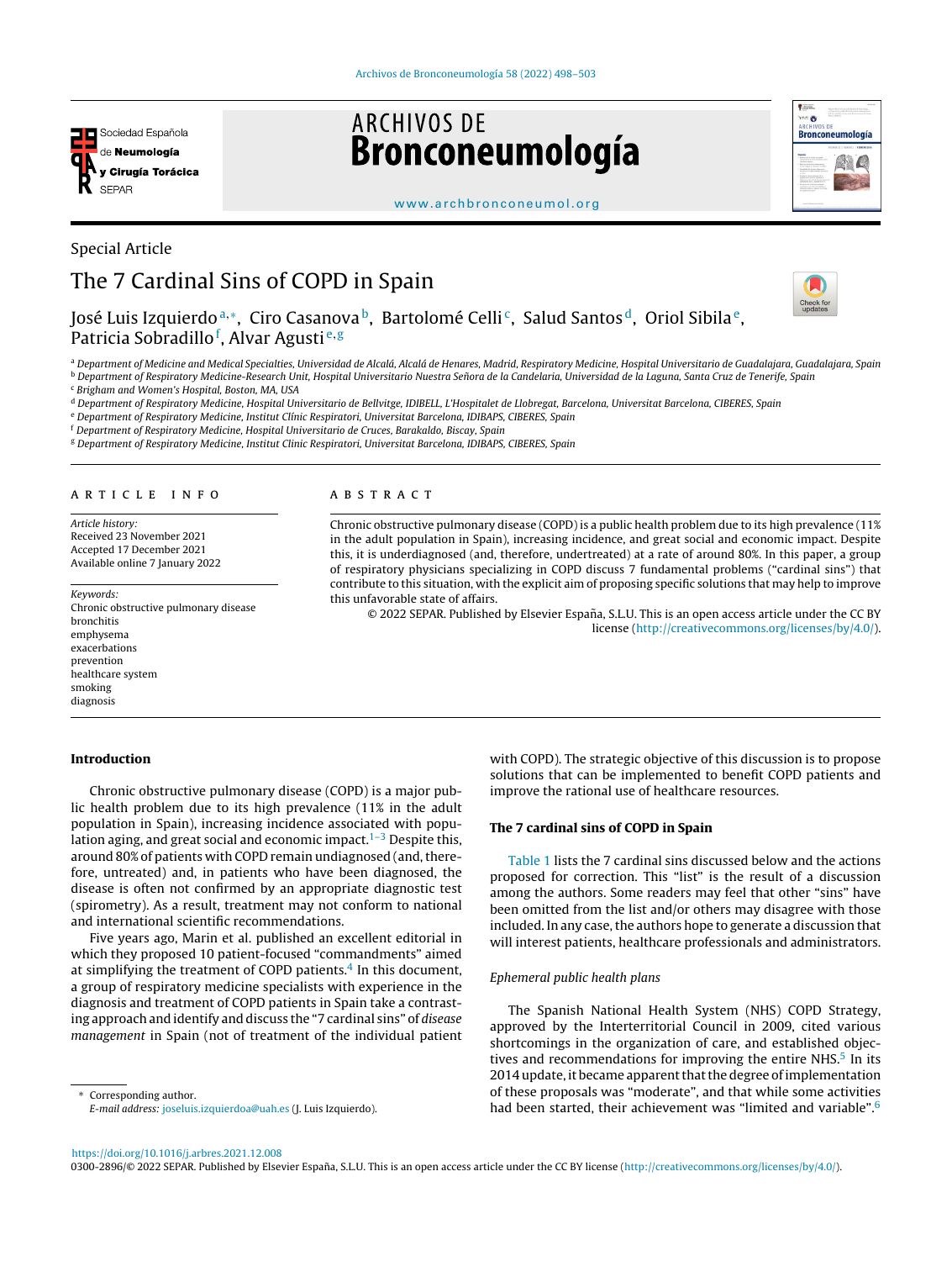Special Article

# The 7 Cardinal Sins of COPD in Spain

José Luis Izquierdo[a,*], Ciro Casanova[b], Bartolomé Celli[c], Salud Santos[d], Oriol Sibila[e], Patricia Sobradillo[f], Alvar Agusti[e,g]

[a] Department of Medicine and Medical Specialties, Universidad de Alcalá, Alcalá de Henares, Madrid, Respiratory Medicine, Hospital Universitario de Guadalajara, Guadalajara, Spain
[b] Department of Respiratory Medicine-Research Unit, Hospital Universitario Nuestra Señora de la Candelaria, Universidad de la Laguna, Santa Cruz de Tenerife, Spain
[c] Brigham and Women's Hospital, Boston, MA, USA
[d] Department of Respiratory Medicine, Hospital Universitario de Bellvitge, IDIBELL, L'Hospitalet de Llobregat, Barcelona, Universitat Barcelona, CIBERES, Spain
[e] Department of Respiratory Medicine, Institut Clínic Respiratori, Universitat Barcelona, IDIBAPS, CIBERES, Spain
[f] Department of Respiratory Medicine, Hospital Universitario de Cruces, Barakaldo, Biscay, Spain
[g] Department of Respiratory Medicine, Institut Clinic Respiratori, Universitat Barcelona, IDIBAPS, CIBERES, Spain

**ARTICLE INFO**

*Article history:*
Received 23 November 2021
Accepted 17 December 2021
Available online 7 January 2022

*Keywords:*
Chronic obstructive pulmonary disease
bronchitis
emphysema
exacerbations
prevention
healthcare system
smoking
diagnosis

**ABSTRACT**

Chronic obstructive pulmonary disease (COPD) is a public health problem due to its high prevalence (11% in the adult population in Spain), increasing incidence, and great social and economic impact. Despite this, it is underdiagnosed (and, therefore, undertreated) at a rate of around 80%. In this paper, a group of respiratory physicians specializing in COPD discuss 7 fundamental problems ("cardinal sins") that contribute to this situation, with the explicit aim of proposing specific solutions that may help to improve this unfavorable state of affairs.

© 2022 SEPAR. Published by Elsevier España, S.L.U. This is an open access article under the CC BY license (http://creativecommons.org/licenses/by/4.0/).

## Introduction

Chronic obstructive pulmonary disease (COPD) is a major public health problem due to its high prevalence (11% in the adult population in Spain), increasing incidence associated with population aging, and great social and economic impact.[1–3] Despite this, around 80% of patients with COPD remain undiagnosed (and, therefore, untreated) and, in patients who have been diagnosed, the disease is often not confirmed by an appropriate diagnostic test (spirometry). As a result, treatment may not conform to national and international scientific recommendations.

Five years ago, Marin et al. published an excellent editorial in which they proposed 10 patient-focused "commandments" aimed at simplifying the treatment of COPD patients.[4] In this document, a group of respiratory medicine specialists with experience in the diagnosis and treatment of COPD patients in Spain take a contrasting approach and identify and discuss the "7 cardinal sins" of *disease management* in Spain (not of treatment of the individual patient with COPD). The strategic objective of this discussion is to propose solutions that can be implemented to benefit COPD patients and improve the rational use of healthcare resources.

## The 7 cardinal sins of COPD in Spain

Table 1 lists the 7 cardinal sins discussed below and the actions proposed for correction. This "list" is the result of a discussion among the authors. Some readers may feel that other "sins" have been omitted from the list and/or others may disagree with those included. In any case, the authors hope to generate a discussion that will interest patients, healthcare professionals and administrators.

### *Ephemeral public health plans*

The Spanish National Health System (NHS) COPD Strategy, approved by the Interterritorial Council in 2009, cited various shortcomings in the organization of care, and established objectives and recommendations for improving the entire NHS.[5] In its 2014 update, it became apparent that the degree of implementation of these proposals was "moderate", and that while some activities had been started, their achievement was "limited and variable".[6]

* Corresponding author.
*E-mail address:* joseluis.izquierdoa@uah.es (J. Luis Izquierdo).

https://doi.org/10.1016/j.arbres.2021.12.008
0300-2896/© 2022 SEPAR. Published by Elsevier España, S.L.U. This is an open access article under the CC BY license (http://creativecommons.org/licenses/by/4.0/).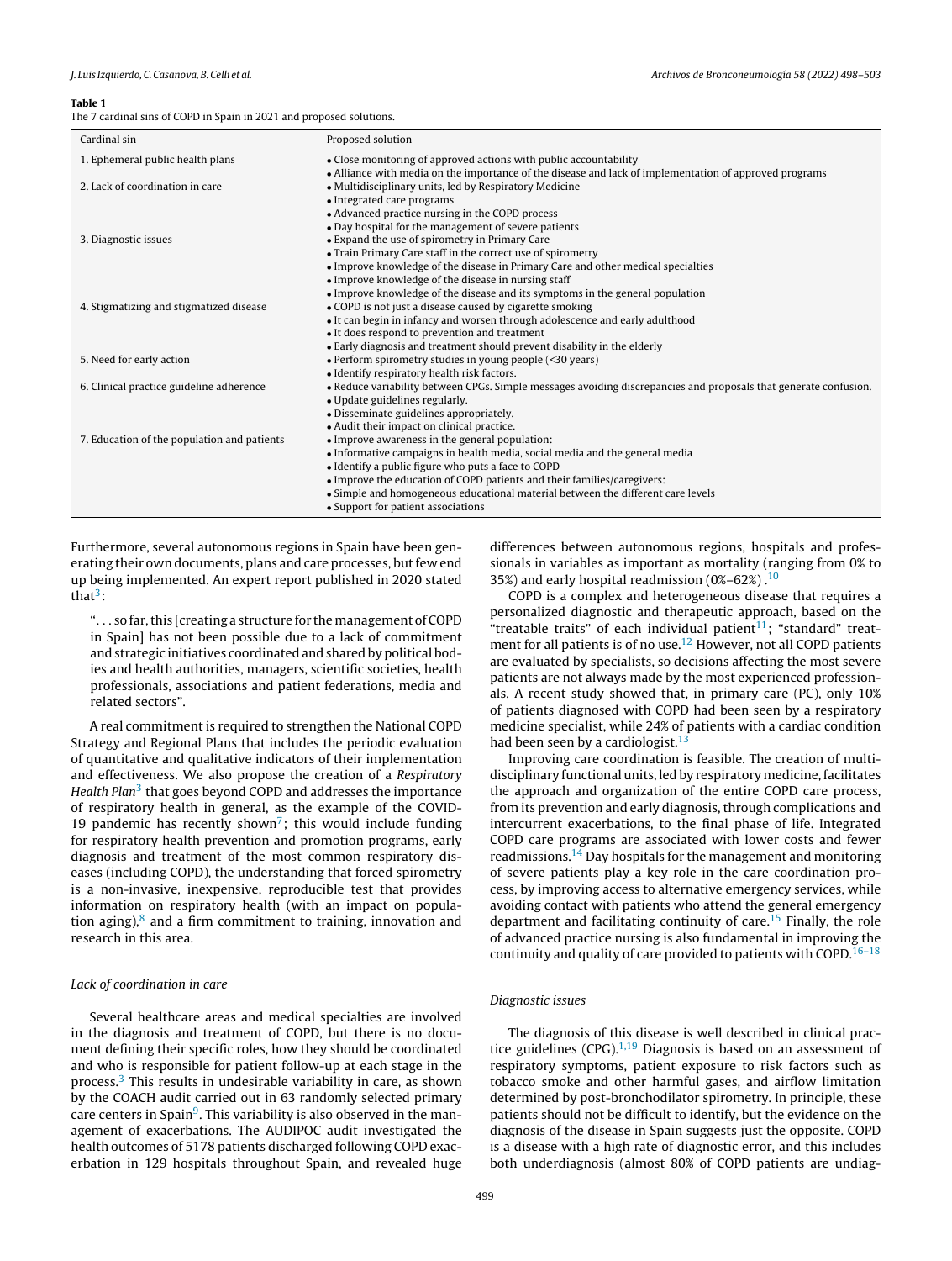**Table 1**
The 7 cardinal sins of COPD in Spain in 2021 and proposed solutions.

| Cardinal sin | Proposed solution |
|---|---|
| 1. Ephemeral public health plans | • Close monitoring of approved actions with public accountability<br>• Alliance with media on the importance of the disease and lack of implementation of approved programs |
| 2. Lack of coordination in care | • Multidisciplinary units, led by Respiratory Medicine<br>• Integrated care programs<br>• Advanced practice nursing in the COPD process<br>• Day hospital for the management of severe patients |
| 3. Diagnostic issues | • Expand the use of spirometry in Primary Care<br>• Train Primary Care staff in the correct use of spirometry<br>• Improve knowledge of the disease in Primary Care and other medical specialties<br>• Improve knowledge of the disease in nursing staff<br>• Improve knowledge of the disease and its symptoms in the general population |
| 4. Stigmatizing and stigmatized disease | • COPD is not just a disease caused by cigarette smoking<br>• It can begin in infancy and worsen through adolescence and early adulthood<br>• It does respond to prevention and treatment<br>• Early diagnosis and treatment should prevent disability in the elderly |
| 5. Need for early action | • Perform spirometry studies in young people (<30 years)<br>• Identify respiratory health risk factors. |
| 6. Clinical practice guideline adherence | • Reduce variability between CPGs. Simple messages avoiding discrepancies and proposals that generate confusion.<br>• Update guidelines regularly.<br>• Disseminate guidelines appropriately.<br>• Audit their impact on clinical practice. |
| 7. Education of the population and patients | • Improve awareness in the general population:<br>• Informative campaigns in health media, social media and the general media<br>• Identify a public figure who puts a face to COPD<br>• Improve the education of COPD patients and their families/caregivers:<br>• Simple and homogeneous educational material between the different care levels<br>• Support for patient associations |

Furthermore, several autonomous regions in Spain have been generating their own documents, plans and care processes, but few end up being implemented. An expert report published in 2020 stated that[3]:

> "... so far, this [creating a structure for the management of COPD in Spain] has not been possible due to a lack of commitment and strategic initiatives coordinated and shared by political bodies and health authorities, managers, scientific societies, health professionals, associations and patient federations, media and related sectors".

A real commitment is required to strengthen the National COPD Strategy and Regional Plans that includes the periodic evaluation of quantitative and qualitative indicators of their implementation and effectiveness. We also propose the creation of a *Respiratory Health Plan*[3] that goes beyond COPD and addresses the importance of respiratory health in general, as the example of the COVID-19 pandemic has recently shown[7]; this would include funding for respiratory health prevention and promotion programs, early diagnosis and treatment of the most common respiratory diseases (including COPD), the understanding that forced spirometry is a non-invasive, inexpensive, reproducible test that provides information on respiratory health (with an impact on population aging),[8] and a firm commitment to training, innovation and research in this area.

### *Lack of coordination in care*

Several healthcare areas and medical specialties are involved in the diagnosis and treatment of COPD, but there is no document defining their specific roles, how they should be coordinated and who is responsible for patient follow-up at each stage in the process.[3] This results in undesirable variability in care, as shown by the COACH audit carried out in 63 randomly selected primary care centers in Spain[9]. This variability is also observed in the management of exacerbations. The AUDIPOC audit investigated the health outcomes of 5178 patients discharged following COPD exacerbation in 129 hospitals throughout Spain, and revealed huge differences between autonomous regions, hospitals and professionals in variables as important as mortality (ranging from 0% to 35%) and early hospital readmission (0%–62%) .[10]

COPD is a complex and heterogeneous disease that requires a personalized diagnostic and therapeutic approach, based on the "treatable traits" of each individual patient[11]; "standard" treatment for all patients is of no use.[12] However, not all COPD patients are evaluated by specialists, so decisions affecting the most severe patients are not always made by the most experienced professionals. A recent study showed that, in primary care (PC), only 10% of patients diagnosed with COPD had been seen by a respiratory medicine specialist, while 24% of patients with a cardiac condition had been seen by a cardiologist.[13]

Improving care coordination is feasible. The creation of multidisciplinary functional units, led by respiratory medicine, facilitates the approach and organization of the entire COPD care process, from its prevention and early diagnosis, through complications and intercurrent exacerbations, to the final phase of life. Integrated COPD care programs are associated with lower costs and fewer readmissions.[14] Day hospitals for the management and monitoring of severe patients play a key role in the care coordination process, by improving access to alternative emergency services, while avoiding contact with patients who attend the general emergency department and facilitating continuity of care.[15] Finally, the role of advanced practice nursing is also fundamental in improving the continuity and quality of care provided to patients with COPD.[16–18]

### *Diagnostic issues*

The diagnosis of this disease is well described in clinical practice guidelines (CPG).[1,19] Diagnosis is based on an assessment of respiratory symptoms, patient exposure to risk factors such as tobacco smoke and other harmful gases, and airflow limitation determined by post-bronchodilator spirometry. In principle, these patients should not be difficult to identify, but the evidence on the diagnosis of the disease in Spain suggests just the opposite. COPD is a disease with a high rate of diagnostic error, and this includes both underdiagnosis (almost 80% of COPD patients are undiag-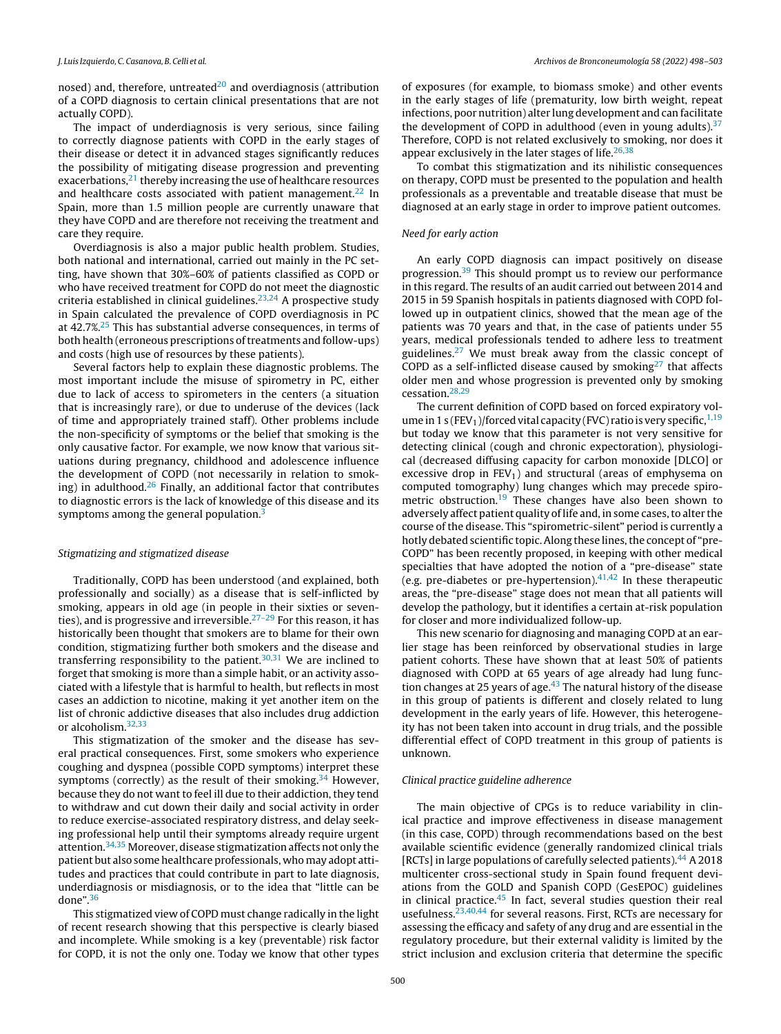nosed) and, therefore, untreated[20] and overdiagnosis (attribution of a COPD diagnosis to certain clinical presentations that are not actually COPD).

The impact of underdiagnosis is very serious, since failing to correctly diagnose patients with COPD in the early stages of their disease or detect it in advanced stages significantly reduces the possibility of mitigating disease progression and preventing exacerbations,[21] thereby increasing the use of healthcare resources and healthcare costs associated with patient management.[22] In Spain, more than 1.5 million people are currently unaware that they have COPD and are therefore not receiving the treatment and care they require.

Overdiagnosis is also a major public health problem. Studies, both national and international, carried out mainly in the PC setting, have shown that 30%–60% of patients classified as COPD or who have received treatment for COPD do not meet the diagnostic criteria established in clinical guidelines.[23,24] A prospective study in Spain calculated the prevalence of COPD overdiagnosis in PC at 42.7%.[25] This has substantial adverse consequences, in terms of both health (erroneous prescriptions of treatments and follow-ups) and costs (high use of resources by these patients).

Several factors help to explain these diagnostic problems. The most important include the misuse of spirometry in PC, either due to lack of access to spirometers in the centers (a situation that is increasingly rare), or due to underuse of the devices (lack of time and appropriately trained staff). Other problems include the non-specificity of symptoms or the belief that smoking is the only causative factor. For example, we now know that various situations during pregnancy, childhood and adolescence influence the development of COPD (not necessarily in relation to smoking) in adulthood.[26] Finally, an additional factor that contributes to diagnostic errors is the lack of knowledge of this disease and its symptoms among the general population.[3]

### *Stigmatizing and stigmatized disease*

Traditionally, COPD has been understood (and explained, both professionally and socially) as a disease that is self-inflicted by smoking, appears in old age (in people in their sixties or seventies), and is progressive and irreversible.[27–29] For this reason, it has historically been thought that smokers are to blame for their own condition, stigmatizing further both smokers and the disease and transferring responsibility to the patient.[30,31] We are inclined to forget that smoking is more than a simple habit, or an activity associated with a lifestyle that is harmful to health, but reflects in most cases an addiction to nicotine, making it yet another item on the list of chronic addictive diseases that also includes drug addiction or alcoholism.[32,33]

This stigmatization of the smoker and the disease has several practical consequences. First, some smokers who experience coughing and dyspnea (possible COPD symptoms) interpret these symptoms (correctly) as the result of their smoking.[34] However, because they do not want to feel ill due to their addiction, they tend to withdraw and cut down their daily and social activity in order to reduce exercise-associated respiratory distress, and delay seeking professional help until their symptoms already require urgent attention.[34,35] Moreover, disease stigmatization affects not only the patient but also some healthcare professionals, who may adopt attitudes and practices that could contribute in part to late diagnosis, underdiagnosis or misdiagnosis, or to the idea that "little can be done".[36]

This stigmatized view of COPD must change radically in the light of recent research showing that this perspective is clearly biased and incomplete. While smoking is a key (preventable) risk factor for COPD, it is not the only one. Today we know that other types of exposures (for example, to biomass smoke) and other events in the early stages of life (prematurity, low birth weight, repeat infections, poor nutrition) alter lung development and can facilitate the development of COPD in adulthood (even in young adults).[37] Therefore, COPD is not related exclusively to smoking, nor does it appear exclusively in the later stages of life.[26,38]

To combat this stigmatization and its nihilistic consequences on therapy, COPD must be presented to the population and health professionals as a preventable and treatable disease that must be diagnosed at an early stage in order to improve patient outcomes.

### *Need for early action*

An early COPD diagnosis can impact positively on disease progression.[39] This should prompt us to review our performance in this regard. The results of an audit carried out between 2014 and 2015 in 59 Spanish hospitals in patients diagnosed with COPD followed up in outpatient clinics, showed that the mean age of the patients was 70 years and that, in the case of patients under 55 years, medical professionals tended to adhere less to treatment guidelines.[27] We must break away from the classic concept of COPD as a self-inflicted disease caused by smoking[27] that affects older men and whose progression is prevented only by smoking cessation.[28,29]

The current definition of COPD based on forced expiratory volume in 1 s ($FEV_1$)/forced vital capacity (FVC) ratio is very specific,[1,19] but today we know that this parameter is not very sensitive for detecting clinical (cough and chronic expectoration), physiological (decreased diffusing capacity for carbon monoxide [DLCO] or excessive drop in $FEV_1$) and structural (areas of emphysema on computed tomography) lung changes which may precede spirometric obstruction.[19] These changes have also been shown to adversely affect patient quality of life and, in some cases, to alter the course of the disease. This "spirometric-silent" period is currently a hotly debated scientific topic. Along these lines, the concept of "pre-COPD" has been recently proposed, in keeping with other medical specialties that have adopted the notion of a "pre-disease" state (e.g. pre-diabetes or pre-hypertension).[41,42] In these therapeutic areas, the "pre-disease" stage does not mean that all patients will develop the pathology, but it identifies a certain at-risk population for closer and more individualized follow-up.

This new scenario for diagnosing and managing COPD at an earlier stage has been reinforced by observational studies in large patient cohorts. These have shown that at least 50% of patients diagnosed with COPD at 65 years of age already had lung function changes at 25 years of age.[43] The natural history of the disease in this group of patients is different and closely related to lung development in the early years of life. However, this heterogeneity has not been taken into account in drug trials, and the possible differential effect of COPD treatment in this group of patients is unknown.

### *Clinical practice guideline adherence*

The main objective of CPGs is to reduce variability in clinical practice and improve effectiveness in disease management (in this case, COPD) through recommendations based on the best available scientific evidence (generally randomized clinical trials [RCTs] in large populations of carefully selected patients).[44] A 2018 multicenter cross-sectional study in Spain found frequent deviations from the GOLD and Spanish COPD (GesEPOC) guidelines in clinical practice.[45] In fact, several studies question their real usefulness,[23,40,44] for several reasons. First, RCTs are necessary for assessing the efficacy and safety of any drug and are essential in the regulatory procedure, but their external validity is limited by the strict inclusion and exclusion criteria that determine the specific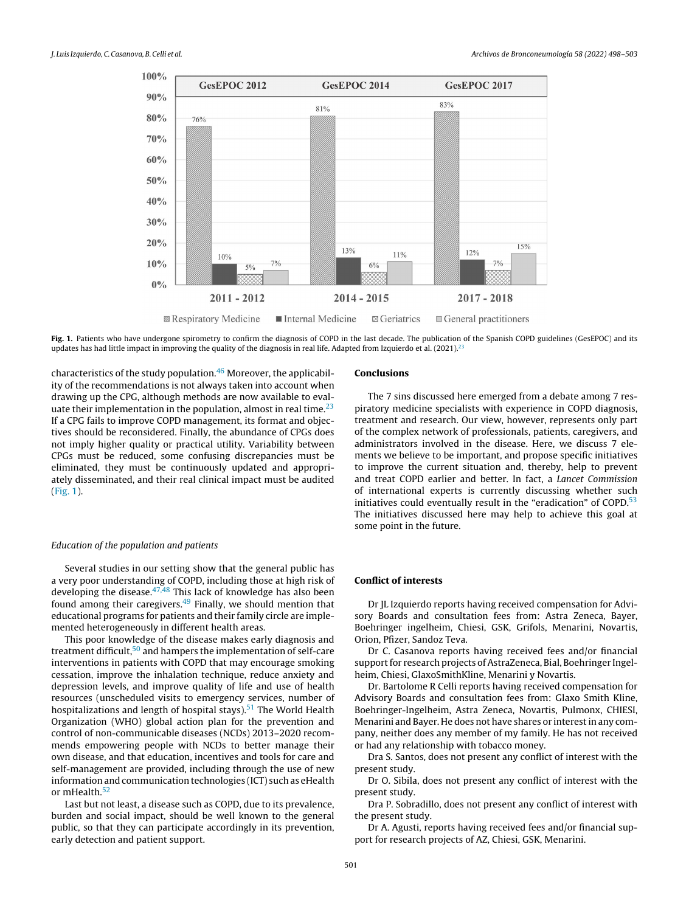Fig. 1. Patients who have undergone spirometry to confirm the diagnosis of COPD in the last decade. The publication of the Spanish COPD guidelines (GesEPOC) and its updates has had little impact in improving the quality of the diagnosis in real life. Adapted from Izquierdo et al. (2021).[23]

characteristics of the study population.[46] Moreover, the applicability of the recommendations is not always taken into account when drawing up the CPG, although methods are now available to evaluate their implementation in the population, almost in real time.[23] If a CPG fails to improve COPD management, its format and objectives should be reconsidered. Finally, the abundance of CPGs does not imply higher quality or practical utility. Variability between CPGs must be reduced, some confusing discrepancies must be eliminated, they must be continuously updated and appropriately disseminated, and their real clinical impact must be audited (Fig. 1).

### *Education of the population and patients*

Several studies in our setting show that the general public has a very poor understanding of COPD, including those at high risk of developing the disease.[47,48] This lack of knowledge has also been found among their caregivers.[49] Finally, we should mention that educational programs for patients and their family circle are implemented heterogeneously in different health areas.

This poor knowledge of the disease makes early diagnosis and treatment difficult,[50] and hampers the implementation of self-care interventions in patients with COPD that may encourage smoking cessation, improve the inhalation technique, reduce anxiety and depression levels, and improve quality of life and use of health resources (unscheduled visits to emergency services, number of hospitalizations and length of hospital stays).[51] The World Health Organization (WHO) global action plan for the prevention and control of non-communicable diseases (NCDs) 2013–2020 recommends empowering people with NCDs to better manage their own disease, and that education, incentives and tools for care and self-management are provided, including through the use of new information and communication technologies (ICT) such as eHealth or mHealth.[52]

Last but not least, a disease such as COPD, due to its prevalence, burden and social impact, should be well known to the general public, so that they can participate accordingly in its prevention, early detection and patient support.

## Conclusions

The 7 sins discussed here emerged from a debate among 7 respiratory medicine specialists with experience in COPD diagnosis, treatment and research. Our view, however, represents only part of the complex network of professionals, patients, caregivers, and administrators involved in the disease. Here, we discuss 7 elements we believe to be important, and propose specific initiatives to improve the current situation and, thereby, help to prevent and treat COPD earlier and better. In fact, a *Lancet Commission* of international experts is currently discussing whether such initiatives could eventually result in the "eradication" of COPD.[53] The initiatives discussed here may help to achieve this goal at some point in the future.

## Conflict of interests

Dr JL Izquierdo reports having received compensation for Advisory Boards and consultation fees from: Astra Zeneca, Bayer, Boehringer ingelheim, Chiesi, GSK, Grifols, Menarini, Novartis, Orion, Pfizer, Sandoz Teva.

Dr C. Casanova reports having received fees and/or financial support for research projects of AstraZeneca, Bial, Boehringer Ingelheim, Chiesi, GlaxoSmithKline, Menarini y Novartis.

Dr. Bartolome R Celli reports having received compensation for Advisory Boards and consultation fees from: Glaxo Smith Kline, Boehringer-Ingelheim, Astra Zeneca, Novartis, Pulmonx, CHIESI, Menarini and Bayer. He does not have shares or interest in any company, neither does any member of my family. He has not received or had any relationship with tobacco money.

Dra S. Santos, does not present any conflict of interest with the present study.

Dr O. Sibila, does not present any conflict of interest with the present study.

Dra P. Sobradillo, does not present any conflict of interest with the present study.

Dr A. Agusti, reports having received fees and/or financial support for research projects of AZ, Chiesi, GSK, Menarini.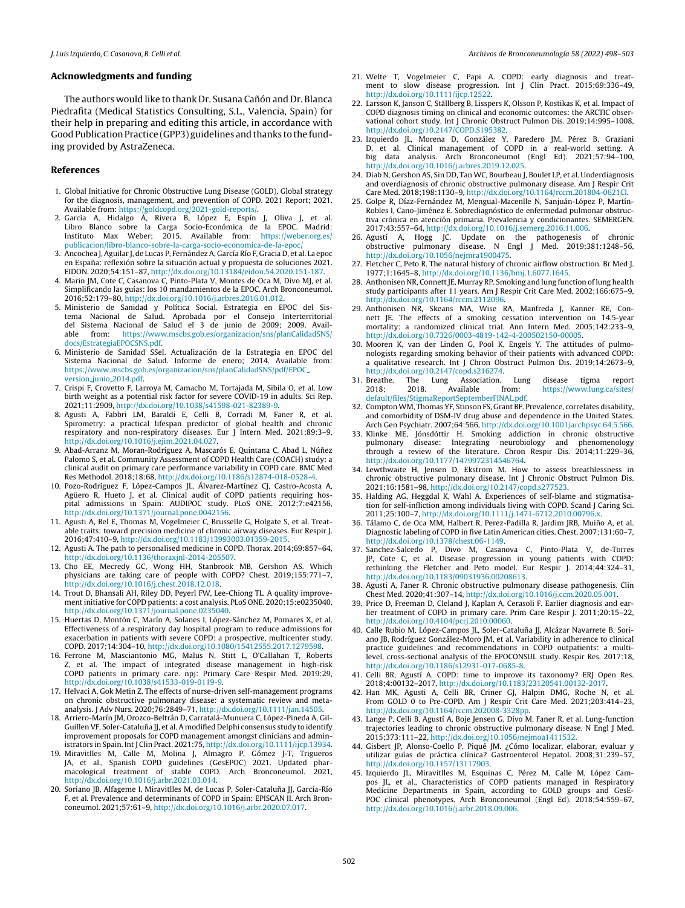## Acknowledgments and funding

The authors would like to thank Dr. Susana Cañón and Dr. Blanca Piedrafita (Medical Statistics Consulting, S.L., Valencia, Spain) for their help in preparing and editing this article, in accordance with Good Publication Practice (GPP3) guidelines and thanks to the funding provided by AstraZeneca.

## References

1. Global Initiative for Chronic Obstructive Lung Disease (GOLD). Global strategy for the diagnosis, management, and prevention of COPD. 2021 Report; 2021. Available from: https://goldcopd.org/2021-gold-reports/.
2. García A, Hidalgo Á, Rivera B, López E, Espín J, Oliva J, et al. Libro Blanco sobre la Carga Socio-Económica de la EPOC. Madrid: Instituto Max Weber; 2015. Available from: https://weber.org.es/publicacion/libro-blanco-sobre-la-carga-socio-economica-de-la-epoc/
3. Ancochea J, Aguilar J, de Lucas P, Fernández A, García Río F, Gracia D, et al. La epoc en España: reflexión sobre la situación actual y propuesta de soluciones 2021. EIDON. 2020;54:151–87, http://dx.doi.org/10.13184/eidon.54.2020.151-187.
4. Marin JM, Cote C, Casanova C, Pinto-Plata V, Montes de Oca M, Divo MJ, et al. Simplificando las guías: los 10 mandamientos de la EPOC. Arch Bronconeumol. 2016;52:179–80, http://dx.doi.org/10.1016/j.arbres.2016.01.012.
5. Ministerio de Sanidad y Política Social. Estrategia en EPOC del Sistema Nacional de Salud. Aprobada por el Consejo Interterritorial del Sistema Nacional de Salud el 3 de junio de 2009; 2009. Available from: https://www.mscbs.gob.es/organizacion/sns/planCalidadSNS/docs/EstrategiaEPOCSNS.pdf.
6. Ministerio de Sanidad SSeI. Actualización de la Estrategia en EPOC del Sistema Nacional de Salud. Informe de enero; 2014. Available from: https://www.mscbs.gob.es/organizacion/sns/planCalidadSNS/pdf/EPOC_version_junio_2014.pdf.
7. Crispi F, Crovetto F, Larroya M, Camacho M, Tortajada M, Sibila O, et al. Low birth weight as a potential risk factor for severe COVID-19 in adults. Sci Rep. 2021;11:2909, http://dx.doi.org/10.1038/s41598-021-82389-9.
8. Agusti A, Fabbri LM, Baraldi E, Celli B, Corradi M, Faner R, et al. Spirometry: a practical lifespan predictor of global health and chronic respiratory and non-respiratory diseases. Eur J Intern Med. 2021;89:3–9, http://dx.doi.org/10.1016/j.ejim.2021.04.027.
9. Abad-Arranz M, Moran-Rodríguez A, Mascarós E, Quintana C, Abad L, Núñez Palomo S, et al. Community Assessment of COPD Health Care (COACH) study: a clinical audit on primary care performance variability in COPD care. BMC Med Res Methodol. 2018;18:68, http://dx.doi.org/10.1186/s12874-018-0528-4.
10. Pozo-Rodríguez F, López-Campos JL, Álvarez-Martínez CJ, Castro-Acosta A, Agüero R, Hueto J, et al. Clinical audit of COPD patients requiring hospital admissions in Spain: AUDIPOC study. PLoS ONE. 2012;7:e42156, http://dx.doi.org/10.1371/journal.pone.0042156.
11. Agusti A, Bel E, Thomas M, Vogelmeier C, Brusselle G, Holgate S, et al. Treatable traits: toward precision medicine of chronic airway diseases. Eur Respir J. 2016;47:410–9, http://dx.doi.org/10.1183/13993003.01359-2015.
12. Agusti A. The path to personalised medicine in COPD. Thorax. 2014;69:857–64, http://dx.doi.org/10.1136/thoraxjnl-2014-205507.
13. Cho EE, Mecredy GC, Wong HH, Stanbrook MB, Gershon AS. Which physicians are taking care of people with COPD? Chest. 2019;155:771–7, http://dx.doi.org/10.1016/j.chest.2018.12.018.
14. Trout D, Bhansali AH, Riley DD, Peyerl FW, Lee-Chiong TL. A quality improvement initiative for COPD patients: a cost analysis. PLoS ONE. 2020;15:e0235040, http://dx.doi.org/10.1371/journal.pone.0235040.
15. Huertas D, Montón C, Marín A, Solanes I, López-Sánchez M, Pomares X, et al. Effectiveness of a respiratory day hospital program to reduce admissions for exacerbation in patients with severe COPD: a prospective, multicenter study. COPD. 2017;14:304–10, http://dx.doi.org/10.1080/15412555.2017.1279598.
16. Ferrone M, Masciantonio MG, Malus N, Stitt L, O'Callahan T, Roberts Z, et al. The impact of integrated disease management in high-risk COPD patients in primary care. npj: Primary Care Respir Med. 2019:29, http://dx.doi.org/10.1038/s41533-019-0119-9.
17. Helvaci A, Gok Metin Z. The effects of nurse-driven self-management programs on chronic obstructive pulmonary disease: a systematic review and meta-analysis. J Adv Nurs. 2020;76:2849–71, http://dx.doi.org/10.1111/jan.14505.
18. Arriero-Marín JM, Orozco-Beltrán D, Carratalá-Munuera C, López-Pineda A, Gil-Guillen VF, Soler-Cataluña JJ, et al. A modified Delphi consensus study to identify improvement proposals for COPD management amongst clinicians and administrators in Spain. Int J Clin Pract. 2021:75, http://dx.doi.org/10.1111/ijcp.13934.
19. Miravitlles M, Calle M, Molina J, Almagro P, Gómez J-T, Trigueros JA, et al., Spanish COPD guidelines (GesEPOC) 2021. Updated pharmacological treatment of stable COPD. Arch Bronconeumol. 2021, http://dx.doi.org/10.1016/j.arbr.2021.03.014.
20. Soriano JB, Alfageme I, Miravitlles M, de Lucas P, Soler-Cataluña JJ, García-Río F, et al. Prevalence and determinants of COPD in Spain: EPISCAN II. Arch Bronconeumol. 2021;57:61–9, http://dx.doi.org/10.1016/j.arbr.2020.07.017.
21. Welte T, Vogelmeier C, Papi A. COPD: early diagnosis and treatment to slow disease progression. Int J Clin Pract. 2015;69:336–49, http://dx.doi.org/10.1111/ijcp.12522.
22. Larsson K, Janson C, Ställberg B, Lisspers K, Olsson P, Kostikas K, et al. Impact of COPD diagnosis timing on clinical and economic outcomes: the ARCTIC observational cohort study. Int J Chron Obstruct Pulmon Dis. 2019;14:995–1008, http://dx.doi.org/10.2147/COPD.S195382.
23. Izquierdo JL, Morena D, González Y, Paredero JM, Pérez B, Graziani D, et al. Clinical management of COPD in a real-world setting. A big data analysis. Arch Bronconeumol (Engl Ed). 2021;57:94–100, http://dx.doi.org/10.1016/j.arbres.2019.12.025.
24. Diab N, Gershon AS, Sin DD, Tan WC, Bourbeau J, Boulet LP, et al. Underdiagnosis and overdiagnosis of chronic obstructive pulmonary disease. Am J Respir Crit Care Med. 2018;198:1130–9, http://dx.doi.org/10.1164/rccm.201804-0621CI.
25. Golpe R, Díaz-Fernández M, Mengual-Macenlle N, Sanjuán-López P, Martín-Robles I, Cano-Jiménez E. Sobrediagnóstico de enfermedad pulmonar obstructiva crónica en atención primaria. Prevalencia y condicionantes. SEMERGEN. 2017;43:557–64, http://dx.doi.org/10.1016/j.semerg.2016.11.006.
26. Agustí A, Hogg JC. Update on the pathogenesis of chronic obstructive pulmonary disease. N Engl J Med. 2019;381:1248–56, http://dx.doi.org/10.1056/nejmra1900475.
27. Fletcher C, Peto R. The natural history of chronic airflow obstruction. Br Med J. 1977;1:1645–8, http://dx.doi.org/10.1136/bmj.1.6077.1645.
28. Anthonisen NR, Connett JE, Murray RP. Smoking and lung function of lung health study participants after 11 years. Am J Respir Crit Care Med. 2002;166:675–9, http://dx.doi.org/10.1164/rccm.2112096.
29. Anthonisen NR, Skeans MA, Wise RA, Manfreda J, Kanner RE, Connett JE. The effects of a smoking cessation intervention on 14.5-year mortality: a randomized clinical trial. Ann Intern Med. 2005;142:233–9, http://dx.doi.org/10.7326/0003-4819-142-4-200502150-00005.
30. Mooren K, van der Linden G, Pool K, Engels Y. The attitudes of pulmonologists regarding smoking behavior of their patients with advanced COPD: a qualitative research. Int J Chron Obstruct Pulmon Dis. 2019;14:2673–9, http://dx.doi.org/10.2147/copd.s216274.
31. Breathe. The Lung Association. Lung disease stigma report 2018; 2018. Available from: https://www.lung.ca/sites/default/files/StigmaReportSeptemberFINAL.pdf.
32. Compton WM, Thomas YF, Stinson FS, Grant BF. Prevalence, correlates disability, and comorbidity of DSM-IV drug abuse and dependence in the United States. Arch Gen Psychiatr. 2007;64:566, http://dx.doi.org/10.1001/archpsyc.64.5.566.
33. Klinke ME, Jónsdóttir H. Smoking addiction in chronic obstructive pulmonary disease: Integrating neurobiology and phenomenology through a review of the literature. Chron Respir Dis. 2014;11:229–36, http://dx.doi.org/10.1177/1479972314546764.
34. Lewthwaite H, Jensen D, Ekstrom M. How to assess breathlessness in chronic obstructive pulmonary disease. Int J Chronic Obstruct Pulmon Dis. 2021;16:1581–98, http://dx.doi.org/10.2147/copd.s277523.
35. Halding AG, Heggdal K, Wahl A. Experiences of self-blame and stigmatisation for self-infliction among individuals living with COPD. Scand J Caring Sci. 2011;25:100–7, http://dx.doi.org/10.1111/j.1471-6712.2010.00796.x.
36. Tálamo C, de Oca MM, Halbert R, Perez-Padilla R, Jardim JRB, Muiño A, et al. Diagnostic labeling of COPD in five Latin American cities. Chest. 2007;131:60–7, http://dx.doi.org/10.1378/chest.06-1149.
37. Sanchez-Salcedo P, Divo M, Casanova C, Pinto-Plata V, de-Torres JP, Cote C, et al. Disease progression in young patients with COPD: rethinking the Fletcher and Peto model. Eur Respir J. 2014;44:324–31, http://dx.doi.org/10.1183/09031936.00208613.
38. Agusti A, Faner R. Chronic obstructive pulmonary disease pathogenesis. Clin Chest Med. 2020;41:307–14, http://dx.doi.org/10.1016/j.ccm.2020.05.001.
39. Price D, Freeman D, Cleland J, Kaplan A, Cerasoli F. Earlier diagnosis and earlier treatment of COPD in primary care. Prim Care Respir J. 2011;20:15–22, http://dx.doi.org/10.4104/pcrj.2010.00060.
40. Calle Rubio M, López-Campos JL, Soler-Cataluña JJ, Alcázar Navarrete B, Soriano JB, Rodríguez González-Moro JM, et al. Variability in adherence to clinical practice guidelines and recommendations in COPD outpatients: a multi-level, cross-sectional analysis of the EPOCONSUL study. Respir Res. 2017:18, http://dx.doi.org/10.1186/s12931-017-0685-8.
41. Celli BR, Agustí A. COPD: time to improve its taxonomy? ERJ Open Res. 2018;4:00132–2017, http://dx.doi.org/10.1183/23120541.00132-2017.
42. Han MK, Agusti A, Celli BR, Criner GJ, Halpin DMG, Roche N, et al. From GOLD 0 to Pre-COPD. Am J Respir Crit Care Med. 2021;203:414–23, http://dx.doi.org/10.1164/rccm.202008-3328pp.
43. Lange P, Celli B, Agustí A, Boje Jensen G, Divo M, Faner R, et al. Lung-function trajectories leading to chronic obstructive pulmonary disease. N Engl J Med. 2015;373:111–22, http://dx.doi.org/10.1056/nejmoa1411532.
44. Gisbert JP, Alonso-Coello P, Piqué JM. ¿Cómo localizar, elaborar, evaluar y utilizar guías de práctica clínica? Gastroenterol Hepatol. 2008;31:239–57, http://dx.doi.org/10.1157/13117903.
45. Izquierdo JL, Miravitlles M, Esquinas C, Pérez M, Calle M, López Campos JL, et al. Characteristics of COPD patients managed in Respiratory Medicine Departments in Spain, according to GOLD groups and GesEPOC clinical phenotypes. Arch Bronconeumol (Engl Ed). 2018;54:559–67, http://dx.doi.org/10.1016/j.arbr.2018.09.006.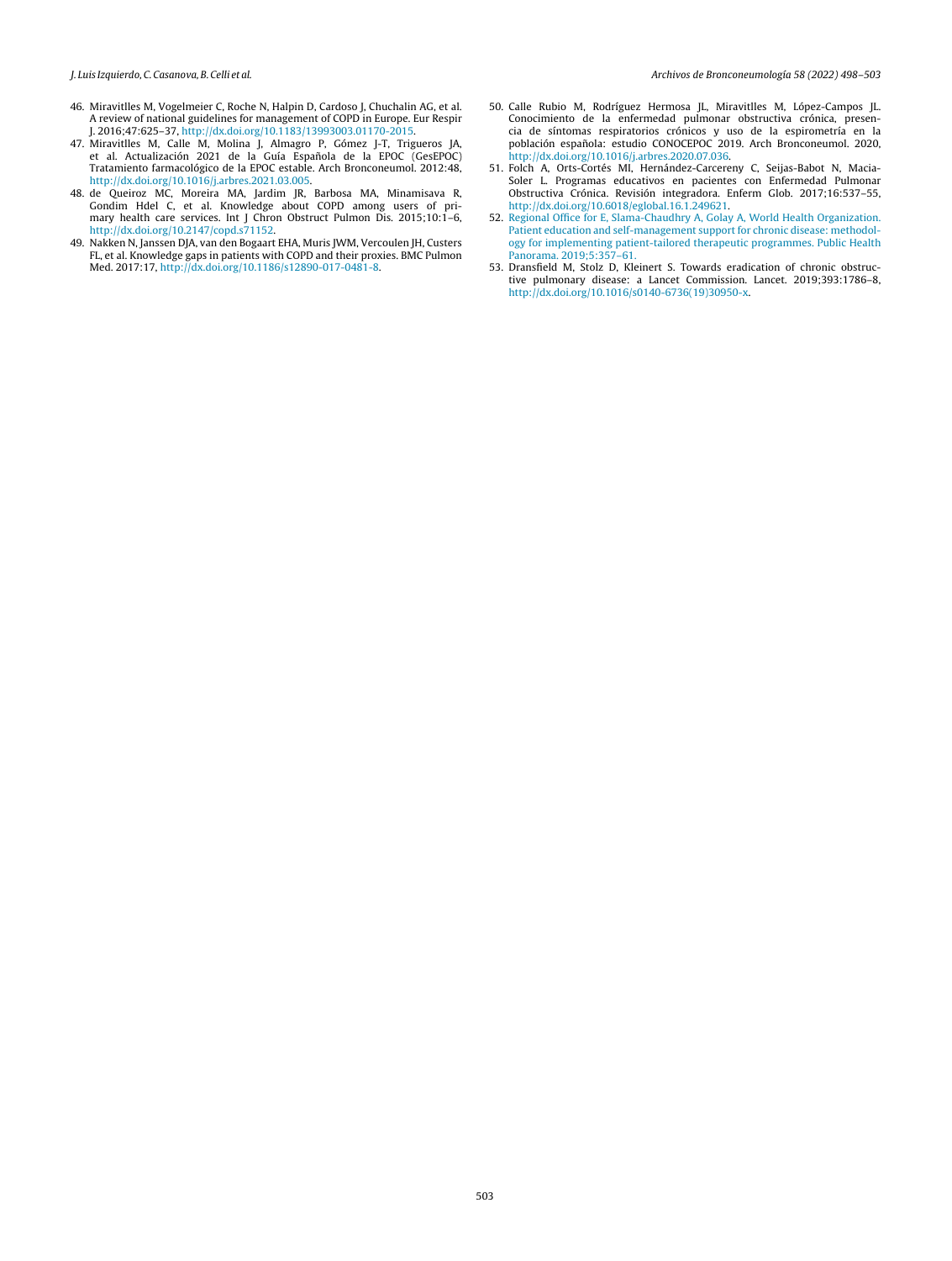46. Miravitlles M, Vogelmeier C, Roche N, Halpin D, Cardoso J, Chuchalin AG, et al. A review of national guidelines for management of COPD in Europe. Eur Respir J. 2016;47:625–37, http://dx.doi.org/10.1183/13993003.01170-2015.
47. Miravitlles M, Calle M, Molina J, Almagro P, Gómez J-T, Trigueros JA, et al. Actualización 2021 de la Guía Española de la EPOC (GesEPOC) Tratamiento farmacológico de la EPOC estable. Arch Bronconeumol. 2012:48, http://dx.doi.org/10.1016/j.arbres.2021.03.005.
48. de Queiroz MC, Moreira MA, Jardim JR, Barbosa MA, Minamisava R, Gondim Hdel C, et al. Knowledge about COPD among users of primary health care services. Int J Chron Obstruct Pulmon Dis. 2015;10:1–6, http://dx.doi.org/10.2147/copd.s71152.
49. Nakken N, Janssen DJA, van den Bogaart EHA, Muris JWM, Vercoulen JH, Custers FL, et al. Knowledge gaps in patients with COPD and their proxies. BMC Pulmon Med. 2017:17, http://dx.doi.org/10.1186/s12890-017-0481-8.
50. Calle Rubio M, Rodríguez Hermosa JL, Miravitlles M, López-Campos JL. Conocimiento de la enfermedad pulmonar obstructiva crónica, presencia de síntomas respiratorios crónicos y uso de la espirometría en la población española: estudio CONOCEPOC 2019. Arch Bronconeumol. 2020, http://dx.doi.org/10.1016/j.arbres.2020.07.036.
51. Folch A, Orts-Cortés MI, Hernández-Carcereny C, Seijas-Babot N, Macia-Soler L. Programas educativos en pacientes con Enfermedad Pulmonar Obstructiva Crónica. Revisión integradora. Enferm Glob. 2017;16:537–55, http://dx.doi.org/10.6018/eglobal.16.1.249621.
52. Regional Office for E, Slama-Chaudhry A, Golay A, World Health Organization. Patient education and self-management support for chronic disease: methodology for implementing patient-tailored therapeutic programmes. Public Health Panorama. 2019;5:357–61.
53. Dransfield M, Stolz D, Kleinert S. Towards eradication of chronic obstructive pulmonary disease: a Lancet Commission. Lancet. 2019;393:1786–8, http://dx.doi.org/10.1016/s0140-6736(19)30950-x.